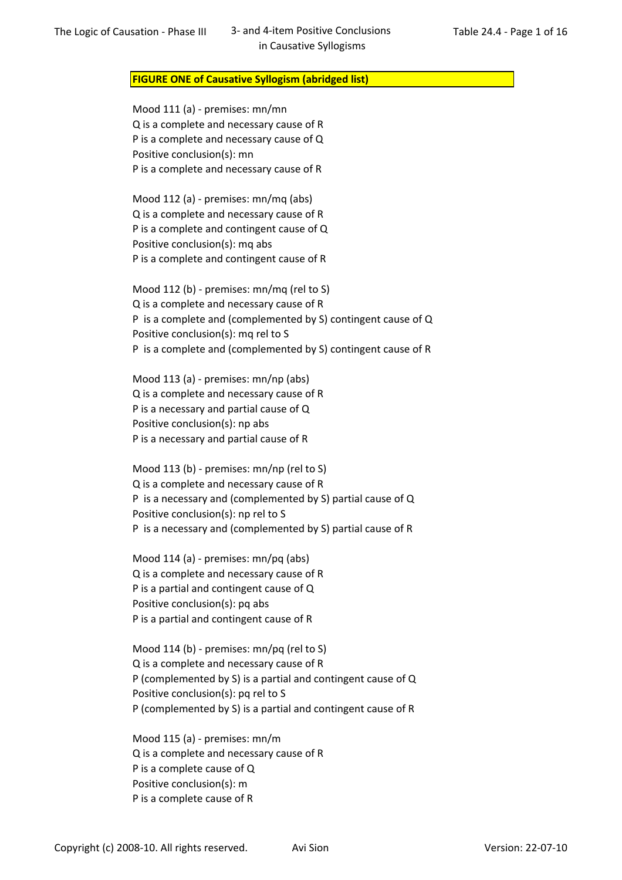## FIGURE ONE of Causative Syllogism (abridged list)

Mood 111 (a) - premises: mn/mn
Q is a complete and necessary cause of R
P is a complete and necessary cause of Q
Positive conclusion(s): mn
P is a complete and necessary cause of R

Mood 112 (a) - premises: mn/mq (abs)
Q is a complete and necessary cause of R
P is a complete and contingent cause of Q
Positive conclusion(s): mq abs
P is a complete and contingent cause of R

Mood 112 (b) - premises: mn/mq (rel to S)
Q is a complete and necessary cause of R
P is a complete and (complemented by S) contingent cause of Q
Positive conclusion(s): mq rel to S
P is a complete and (complemented by S) contingent cause of R

Mood 113 (a) - premises: mn/np (abs)
Q is a complete and necessary cause of R
P is a necessary and partial cause of Q
Positive conclusion(s): np abs
P is a necessary and partial cause of R

Mood 113 (b) - premises: mn/np (rel to S)
Q is a complete and necessary cause of R
P is a necessary and (complemented by S) partial cause of Q
Positive conclusion(s): np rel to S
P is a necessary and (complemented by S) partial cause of R

Mood 114 (a) - premises: mn/pq (abs)
Q is a complete and necessary cause of R
P is a partial and contingent cause of Q
Positive conclusion(s): pq abs
P is a partial and contingent cause of R

Mood 114 (b) - premises: mn/pq (rel to S)
Q is a complete and necessary cause of R
P (complemented by S) is a partial and contingent cause of Q
Positive conclusion(s): pq rel to S
P (complemented by S) is a partial and contingent cause of R

Mood 115 (a) - premises: mn/m
Q is a complete and necessary cause of R
P is a complete cause of Q
Positive conclusion(s): m
P is a complete cause of R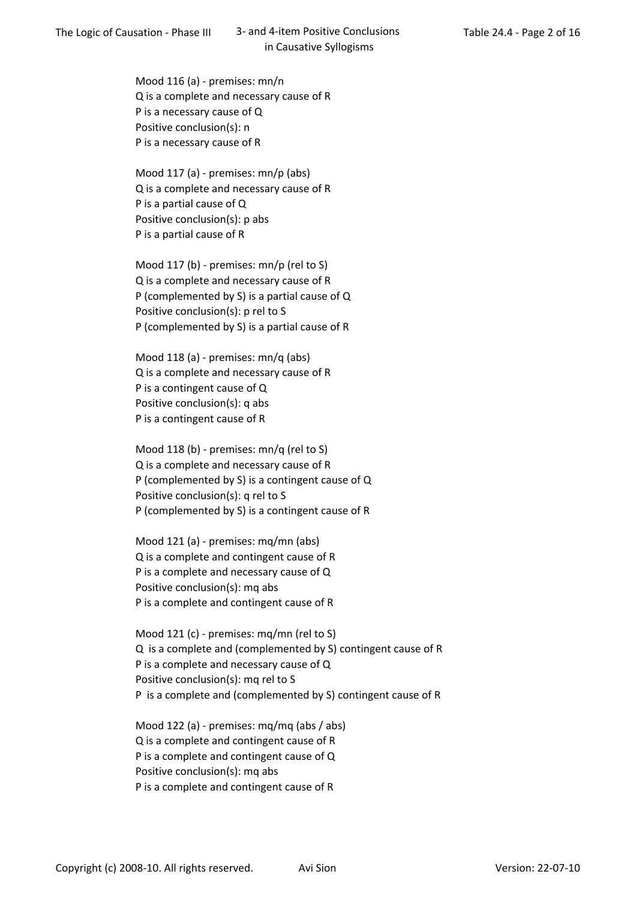Mood 116 (a) - premises: mn/n
Q is a complete and necessary cause of R
P is a necessary cause of Q
Positive conclusion(s): n
P is a necessary cause of R

Mood 117 (a) - premises: mn/p (abs)
Q is a complete and necessary cause of R
P is a partial cause of Q
Positive conclusion(s): p abs
P is a partial cause of R

Mood 117 (b) - premises: mn/p (rel to S)
Q is a complete and necessary cause of R
P (complemented by S) is a partial cause of Q
Positive conclusion(s): p rel to S
P (complemented by S) is a partial cause of R

Mood 118 (a) - premises: mn/q (abs)
Q is a complete and necessary cause of R
P is a contingent cause of Q
Positive conclusion(s): q abs
P is a contingent cause of R

Mood 118 (b) - premises: mn/q (rel to S)
Q is a complete and necessary cause of R
P (complemented by S) is a contingent cause of Q
Positive conclusion(s): q rel to S
P (complemented by S) is a contingent cause of R

Mood 121 (a) - premises: mq/mn (abs)
Q is a complete and contingent cause of R
P is a complete and necessary cause of Q
Positive conclusion(s): mq abs
P is a complete and contingent cause of R

Mood 121 (c) - premises: mq/mn (rel to S)
Q is a complete and (complemented by S) contingent cause of R
P is a complete and necessary cause of Q
Positive conclusion(s): mq rel to S
P is a complete and (complemented by S) contingent cause of R

Mood 122 (a) - premises: mq/mq (abs / abs)
Q is a complete and contingent cause of R
P is a complete and contingent cause of Q
Positive conclusion(s): mq abs
P is a complete and contingent cause of R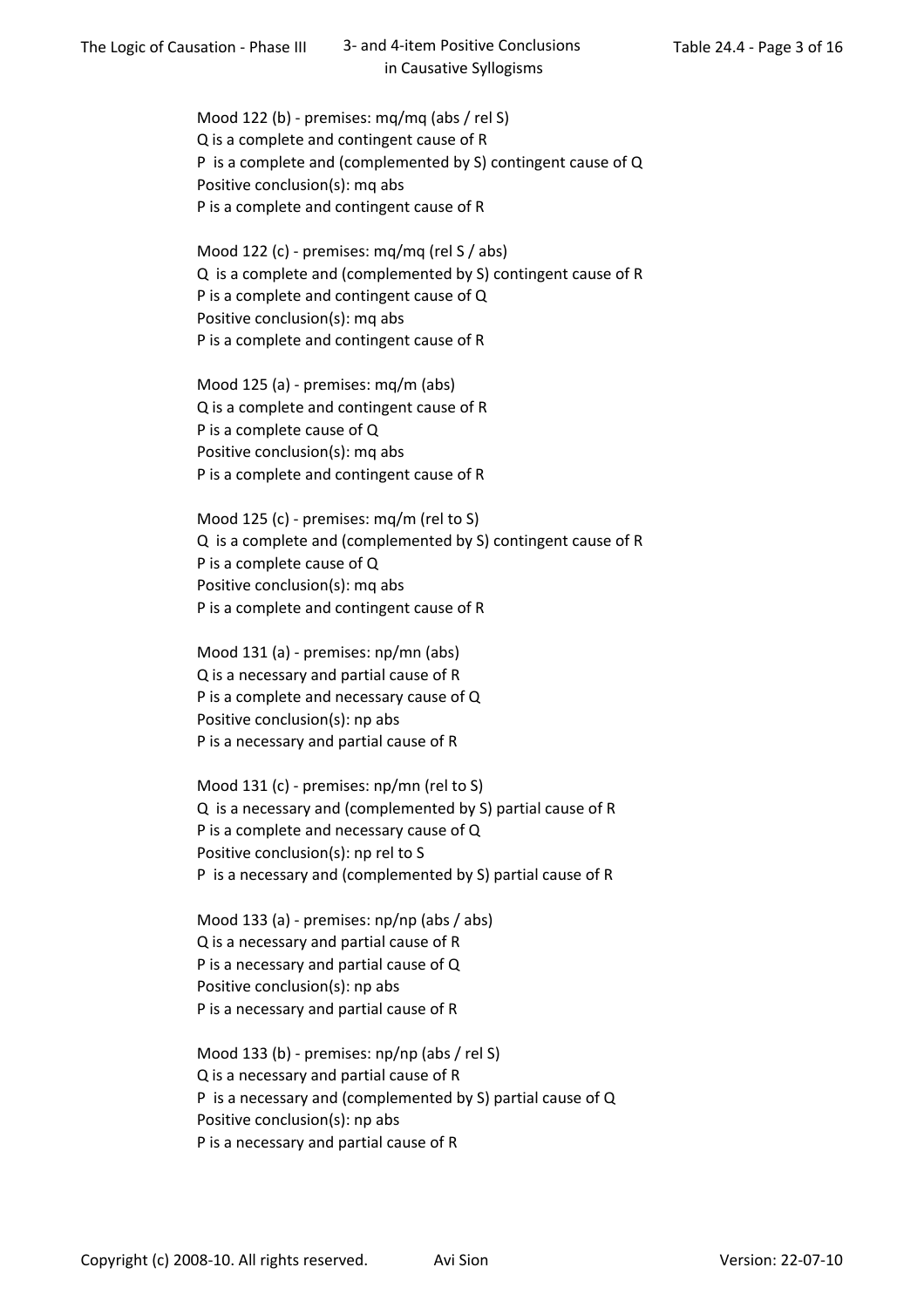Mood 122 (b) - premises: mq/mq (abs / rel S)
Q is a complete and contingent cause of R
P is a complete and (complemented by S) contingent cause of Q
Positive conclusion(s): mq abs
P is a complete and contingent cause of R

Mood 122 (c) - premises: mq/mq (rel S / abs)
Q is a complete and (complemented by S) contingent cause of R
P is a complete and contingent cause of Q
Positive conclusion(s): mq abs
P is a complete and contingent cause of R

Mood 125 (a) - premises: mq/m (abs)
Q is a complete and contingent cause of R
P is a complete cause of Q
Positive conclusion(s): mq abs
P is a complete and contingent cause of R

Mood 125 (c) - premises: mq/m (rel to S)
Q is a complete and (complemented by S) contingent cause of R
P is a complete cause of Q
Positive conclusion(s): mq abs
P is a complete and contingent cause of R

Mood 131 (a) - premises: np/mn (abs)
Q is a necessary and partial cause of R
P is a complete and necessary cause of Q
Positive conclusion(s): np abs
P is a necessary and partial cause of R

Mood 131 (c) - premises: np/mn (rel to S)
Q is a necessary and (complemented by S) partial cause of R
P is a complete and necessary cause of Q
Positive conclusion(s): np rel to S
P is a necessary and (complemented by S) partial cause of R

Mood 133 (a) - premises: np/np (abs / abs)
Q is a necessary and partial cause of R
P is a necessary and partial cause of Q
Positive conclusion(s): np abs
P is a necessary and partial cause of R

Mood 133 (b) - premises: np/np (abs / rel S)
Q is a necessary and partial cause of R
P is a necessary and (complemented by S) partial cause of Q
Positive conclusion(s): np abs
P is a necessary and partial cause of R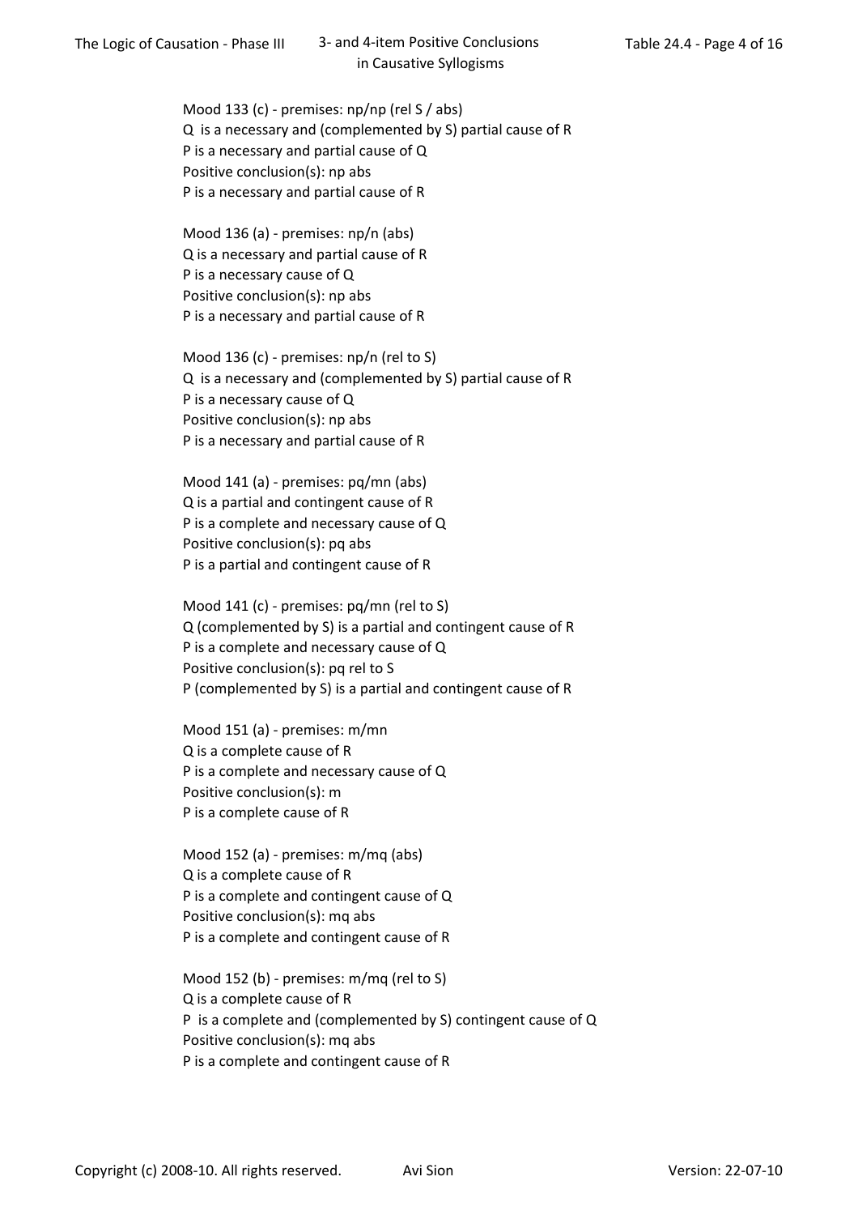Mood 133 (c) - premises: np/np (rel S / abs)
Q is a necessary and (complemented by S) partial cause of R
P is a necessary and partial cause of Q
Positive conclusion(s): np abs
P is a necessary and partial cause of R

Mood 136 (a) - premises: np/n (abs)
Q is a necessary and partial cause of R
P is a necessary cause of Q
Positive conclusion(s): np abs
P is a necessary and partial cause of R

Mood 136 (c) - premises: np/n (rel to S)
Q is a necessary and (complemented by S) partial cause of R
P is a necessary cause of Q
Positive conclusion(s): np abs
P is a necessary and partial cause of R

Mood 141 (a) - premises: pq/mn (abs)
Q is a partial and contingent cause of R
P is a complete and necessary cause of Q
Positive conclusion(s): pq abs
P is a partial and contingent cause of R

Mood 141 (c) - premises: pq/mn (rel to S)
Q (complemented by S) is a partial and contingent cause of R
P is a complete and necessary cause of Q
Positive conclusion(s): pq rel to S
P (complemented by S) is a partial and contingent cause of R

Mood 151 (a) - premises: m/mn
Q is a complete cause of R
P is a complete and necessary cause of Q
Positive conclusion(s): m
P is a complete cause of R

Mood 152 (a) - premises: m/mq (abs)
Q is a complete cause of R
P is a complete and contingent cause of Q
Positive conclusion(s): mq abs
P is a complete and contingent cause of R

Mood 152 (b) - premises: m/mq (rel to S)
Q is a complete cause of R
P is a complete and (complemented by S) contingent cause of Q
Positive conclusion(s): mq abs
P is a complete and contingent cause of R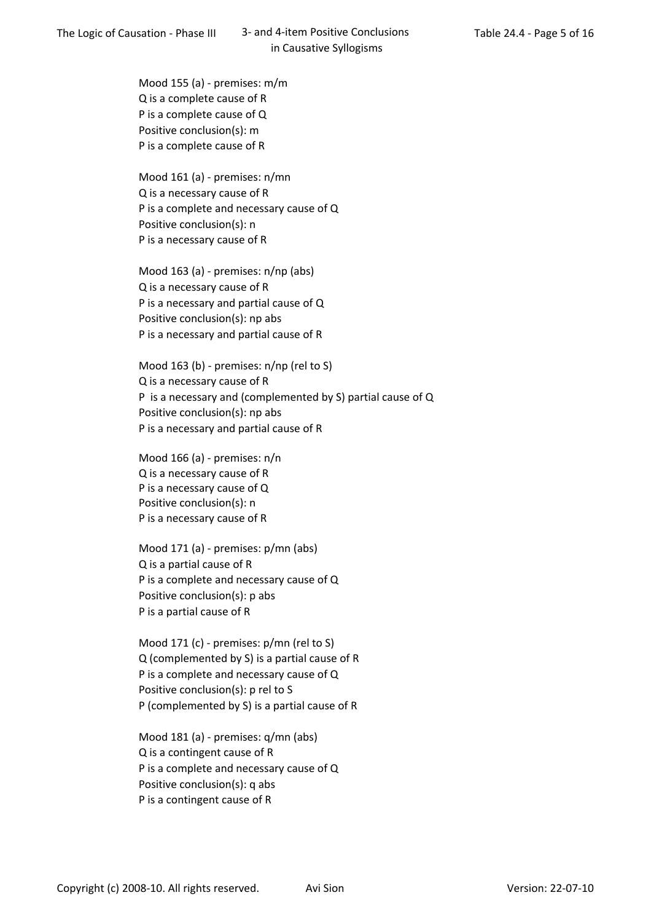Mood 155 (a) - premises: m/m
Q is a complete cause of R
P is a complete cause of Q
Positive conclusion(s): m
P is a complete cause of R

Mood 161 (a) - premises: n/mn
Q is a necessary cause of R
P is a complete and necessary cause of Q
Positive conclusion(s): n
P is a necessary cause of R

Mood 163 (a) - premises: n/np (abs)
Q is a necessary cause of R
P is a necessary and partial cause of Q
Positive conclusion(s): np abs
P is a necessary and partial cause of R

Mood 163 (b) - premises: n/np (rel to S)
Q is a necessary cause of R
P is a necessary and (complemented by S) partial cause of Q
Positive conclusion(s): np abs
P is a necessary and partial cause of R

Mood 166 (a) - premises: n/n
Q is a necessary cause of R
P is a necessary cause of Q
Positive conclusion(s): n
P is a necessary cause of R

Mood 171 (a) - premises: p/mn (abs)
Q is a partial cause of R
P is a complete and necessary cause of Q
Positive conclusion(s): p abs
P is a partial cause of R

Mood 171 (c) - premises: p/mn (rel to S)
Q (complemented by S) is a partial cause of R
P is a complete and necessary cause of Q
Positive conclusion(s): p rel to S
P (complemented by S) is a partial cause of R

Mood 181 (a) - premises: q/mn (abs)
Q is a contingent cause of R
P is a complete and necessary cause of Q
Positive conclusion(s): q abs
P is a contingent cause of R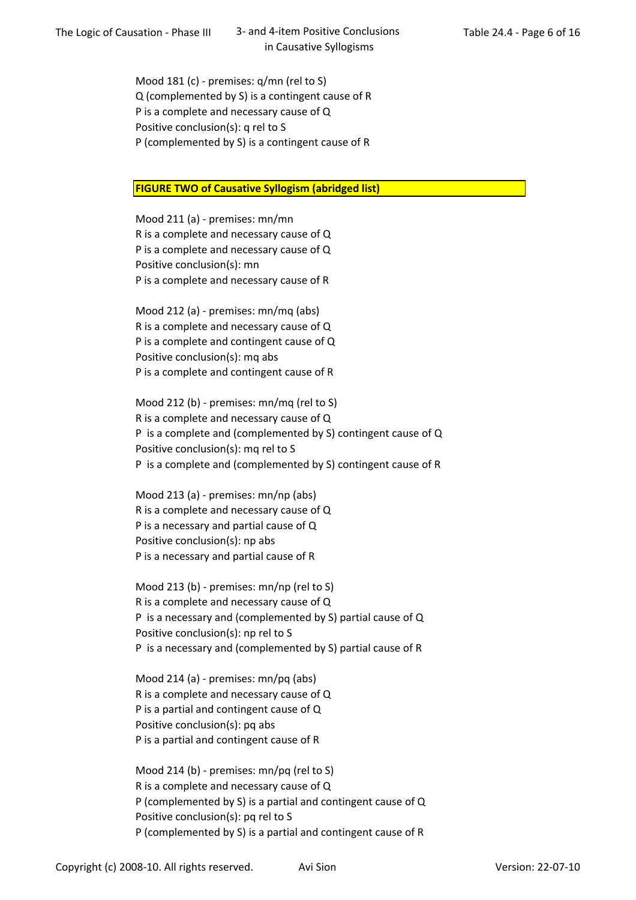Mood 181 (c) - premises: q/mn (rel to S)
Q (complemented by S) is a contingent cause of R
P is a complete and necessary cause of Q
Positive conclusion(s): q rel to S
P (complemented by S) is a contingent cause of R

**FIGURE TWO of Causative Syllogism (abridged list)**

Mood 211 (a) - premises: mn/mn
R is a complete and necessary cause of Q
P is a complete and necessary cause of Q
Positive conclusion(s): mn
P is a complete and necessary cause of R

Mood 212 (a) - premises: mn/mq (abs)
R is a complete and necessary cause of Q
P is a complete and contingent cause of Q
Positive conclusion(s): mq abs
P is a complete and contingent cause of R

Mood 212 (b) - premises: mn/mq (rel to S)
R is a complete and necessary cause of Q
P is a complete and (complemented by S) contingent cause of Q
Positive conclusion(s): mq rel to S
P is a complete and (complemented by S) contingent cause of R

Mood 213 (a) - premises: mn/np (abs)
R is a complete and necessary cause of Q
P is a necessary and partial cause of Q
Positive conclusion(s): np abs
P is a necessary and partial cause of R

Mood 213 (b) - premises: mn/np (rel to S)
R is a complete and necessary cause of Q
P is a necessary and (complemented by S) partial cause of Q
Positive conclusion(s): np rel to S
P is a necessary and (complemented by S) partial cause of R

Mood 214 (a) - premises: mn/pq (abs)
R is a complete and necessary cause of Q
P is a partial and contingent cause of Q
Positive conclusion(s): pq abs
P is a partial and contingent cause of R

Mood 214 (b) - premises: mn/pq (rel to S)
R is a complete and necessary cause of Q
P (complemented by S) is a partial and contingent cause of Q
Positive conclusion(s): pq rel to S
P (complemented by S) is a partial and contingent cause of R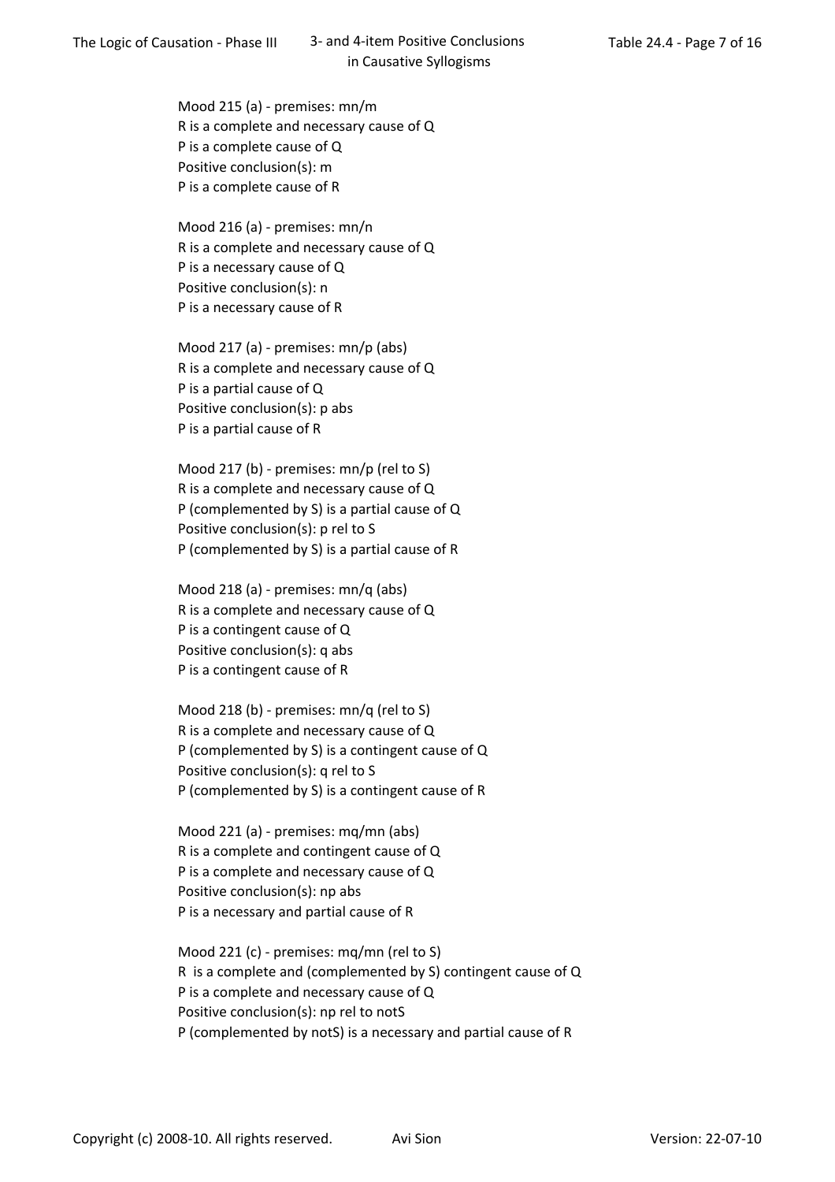Mood 215 (a) - premises: mn/m
R is a complete and necessary cause of Q
P is a complete cause of Q
Positive conclusion(s): m
P is a complete cause of R

Mood 216 (a) - premises: mn/n
R is a complete and necessary cause of Q
P is a necessary cause of Q
Positive conclusion(s): n
P is a necessary cause of R

Mood 217 (a) - premises: mn/p (abs)
R is a complete and necessary cause of Q
P is a partial cause of Q
Positive conclusion(s): p abs
P is a partial cause of R

Mood 217 (b) - premises: mn/p (rel to S)
R is a complete and necessary cause of Q
P (complemented by S) is a partial cause of Q
Positive conclusion(s): p rel to S
P (complemented by S) is a partial cause of R

Mood 218 (a) - premises: mn/q (abs)
R is a complete and necessary cause of Q
P is a contingent cause of Q
Positive conclusion(s): q abs
P is a contingent cause of R

Mood 218 (b) - premises: mn/q (rel to S)
R is a complete and necessary cause of Q
P (complemented by S) is a contingent cause of Q
Positive conclusion(s): q rel to S
P (complemented by S) is a contingent cause of R

Mood 221 (a) - premises: mq/mn (abs)
R is a complete and contingent cause of Q
P is a complete and necessary cause of Q
Positive conclusion(s): np abs
P is a necessary and partial cause of R

Mood 221 (c) - premises: mq/mn (rel to S)
R is a complete and (complemented by S) contingent cause of Q
P is a complete and necessary cause of Q
Positive conclusion(s): np rel to notS
P (complemented by notS) is a necessary and partial cause of R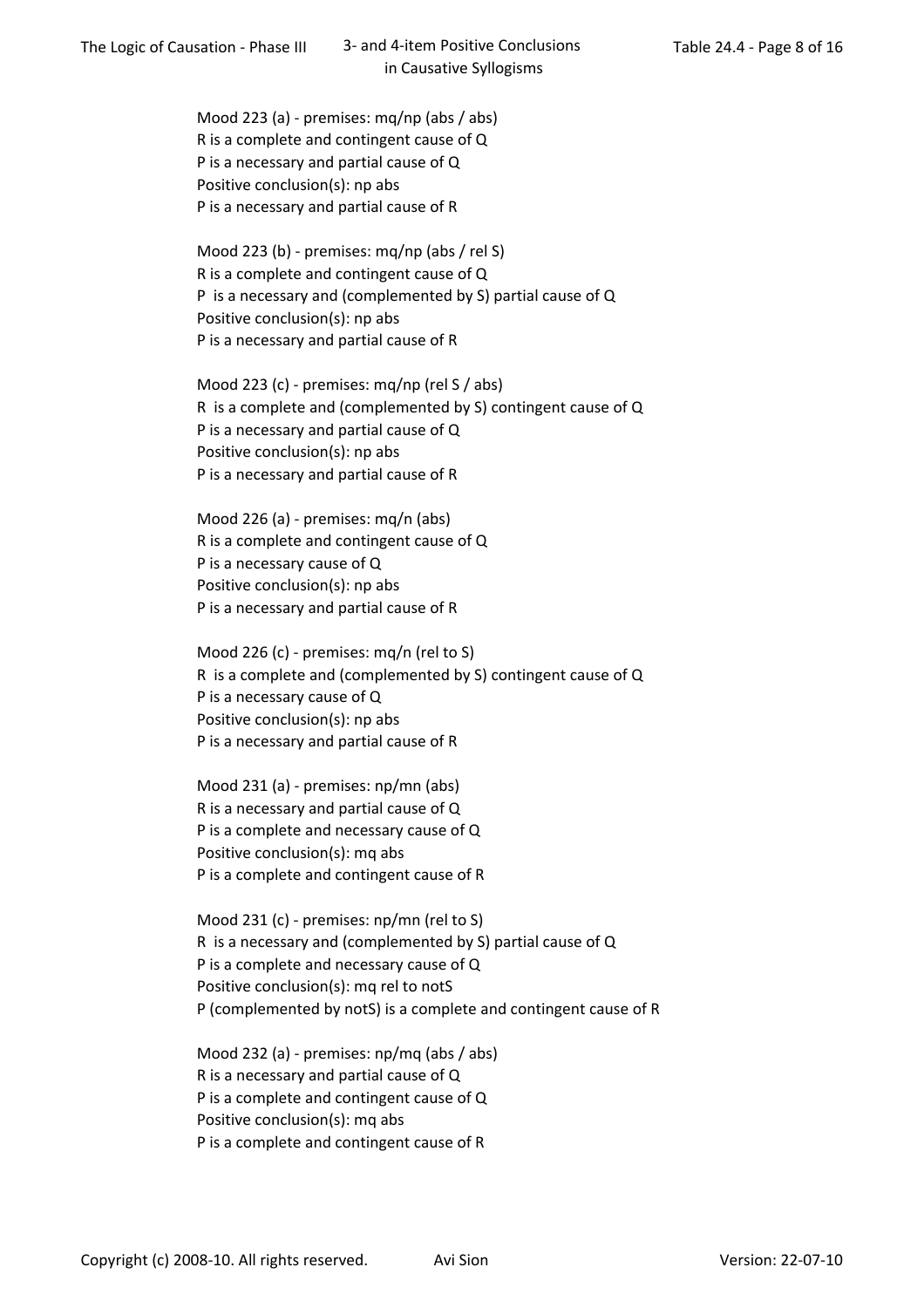Mood 223 (a) - premises: mq/np (abs / abs)
R is a complete and contingent cause of Q
P is a necessary and partial cause of Q
Positive conclusion(s): np abs
P is a necessary and partial cause of R

Mood 223 (b) - premises: mq/np (abs / rel S)
R is a complete and contingent cause of Q
P is a necessary and (complemented by S) partial cause of Q
Positive conclusion(s): np abs
P is a necessary and partial cause of R

Mood 223 (c) - premises: mq/np (rel S / abs)
R is a complete and (complemented by S) contingent cause of Q
P is a necessary and partial cause of Q
Positive conclusion(s): np abs
P is a necessary and partial cause of R

Mood 226 (a) - premises: mq/n (abs)
R is a complete and contingent cause of Q
P is a necessary cause of Q
Positive conclusion(s): np abs
P is a necessary and partial cause of R

Mood 226 (c) - premises: mq/n (rel to S)
R is a complete and (complemented by S) contingent cause of Q
P is a necessary cause of Q
Positive conclusion(s): np abs
P is a necessary and partial cause of R

Mood 231 (a) - premises: np/mn (abs)
R is a necessary and partial cause of Q
P is a complete and necessary cause of Q
Positive conclusion(s): mq abs
P is a complete and contingent cause of R

Mood 231 (c) - premises: np/mn (rel to S)
R is a necessary and (complemented by S) partial cause of Q
P is a complete and necessary cause of Q
Positive conclusion(s): mq rel to notS
P (complemented by notS) is a complete and contingent cause of R

Mood 232 (a) - premises: np/mq (abs / abs)
R is a necessary and partial cause of Q
P is a complete and contingent cause of Q
Positive conclusion(s): mq abs
P is a complete and contingent cause of R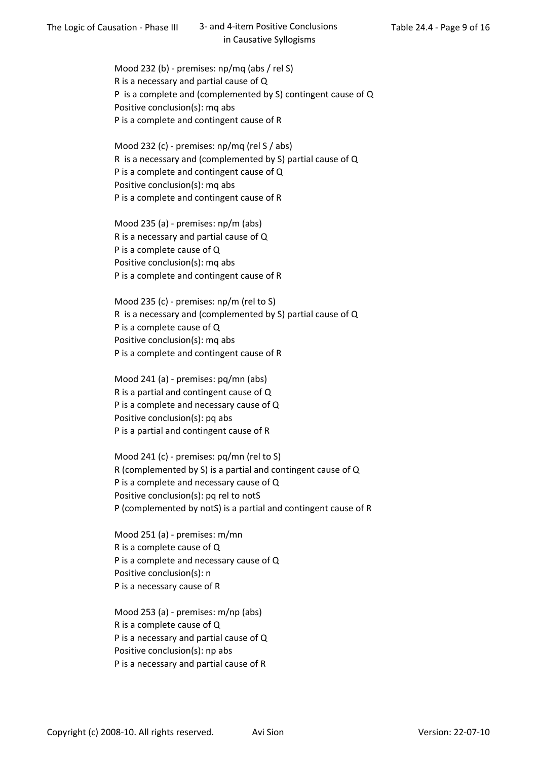Mood 232 (b) - premises: np/mq (abs / rel S)
R is a necessary and partial cause of Q
P is a complete and (complemented by S) contingent cause of Q
Positive conclusion(s): mq abs
P is a complete and contingent cause of R

Mood 232 (c) - premises: np/mq (rel S / abs)
R is a necessary and (complemented by S) partial cause of Q
P is a complete and contingent cause of Q
Positive conclusion(s): mq abs
P is a complete and contingent cause of R

Mood 235 (a) - premises: np/m (abs)
R is a necessary and partial cause of Q
P is a complete cause of Q
Positive conclusion(s): mq abs
P is a complete and contingent cause of R

Mood 235 (c) - premises: np/m (rel to S)
R is a necessary and (complemented by S) partial cause of Q
P is a complete cause of Q
Positive conclusion(s): mq abs
P is a complete and contingent cause of R

Mood 241 (a) - premises: pq/mn (abs)
R is a partial and contingent cause of Q
P is a complete and necessary cause of Q
Positive conclusion(s): pq abs
P is a partial and contingent cause of R

Mood 241 (c) - premises: pq/mn (rel to S)
R (complemented by S) is a partial and contingent cause of Q
P is a complete and necessary cause of Q
Positive conclusion(s): pq rel to notS
P (complemented by notS) is a partial and contingent cause of R

Mood 251 (a) - premises: m/mn
R is a complete cause of Q
P is a complete and necessary cause of Q
Positive conclusion(s): n
P is a necessary cause of R

Mood 253 (a) - premises: m/np (abs)
R is a complete cause of Q
P is a necessary and partial cause of Q
Positive conclusion(s): np abs
P is a necessary and partial cause of R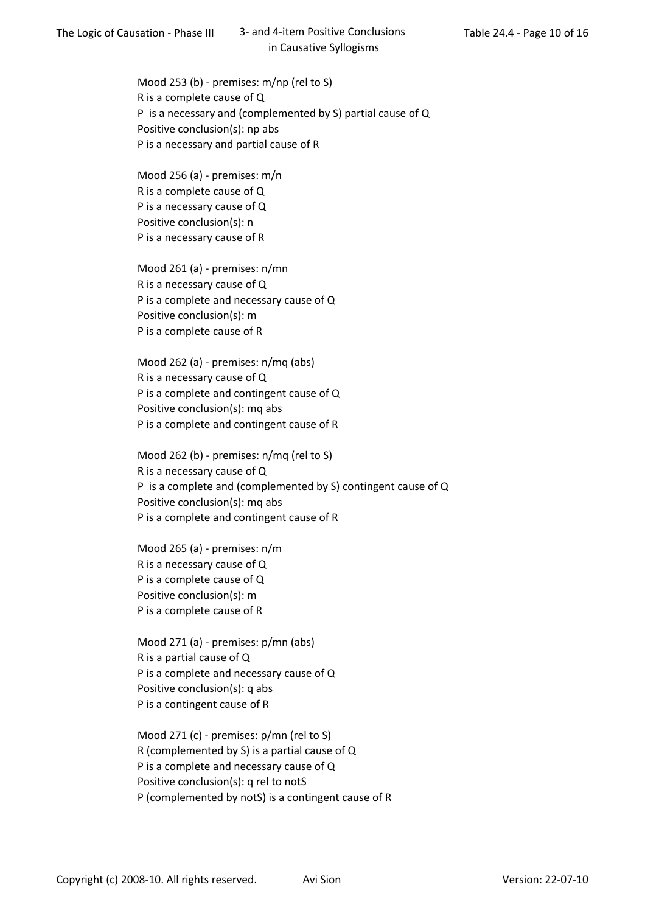Mood 253 (b) - premises: m/np (rel to S)
R is a complete cause of Q
P is a necessary and (complemented by S) partial cause of Q
Positive conclusion(s): np abs
P is a necessary and partial cause of R

Mood 256 (a) - premises: m/n
R is a complete cause of Q
P is a necessary cause of Q
Positive conclusion(s): n
P is a necessary cause of R

Mood 261 (a) - premises: n/mn
R is a necessary cause of Q
P is a complete and necessary cause of Q
Positive conclusion(s): m
P is a complete cause of R

Mood 262 (a) - premises: n/mq (abs)
R is a necessary cause of Q
P is a complete and contingent cause of Q
Positive conclusion(s): mq abs
P is a complete and contingent cause of R

Mood 262 (b) - premises: n/mq (rel to S)
R is a necessary cause of Q
P is a complete and (complemented by S) contingent cause of Q
Positive conclusion(s): mq abs
P is a complete and contingent cause of R

Mood 265 (a) - premises: n/m
R is a necessary cause of Q
P is a complete cause of Q
Positive conclusion(s): m
P is a complete cause of R

Mood 271 (a) - premises: p/mn (abs)
R is a partial cause of Q
P is a complete and necessary cause of Q
Positive conclusion(s): q abs
P is a contingent cause of R

Mood 271 (c) - premises: p/mn (rel to S)
R (complemented by S) is a partial cause of Q
P is a complete and necessary cause of Q
Positive conclusion(s): q rel to notS
P (complemented by notS) is a contingent cause of R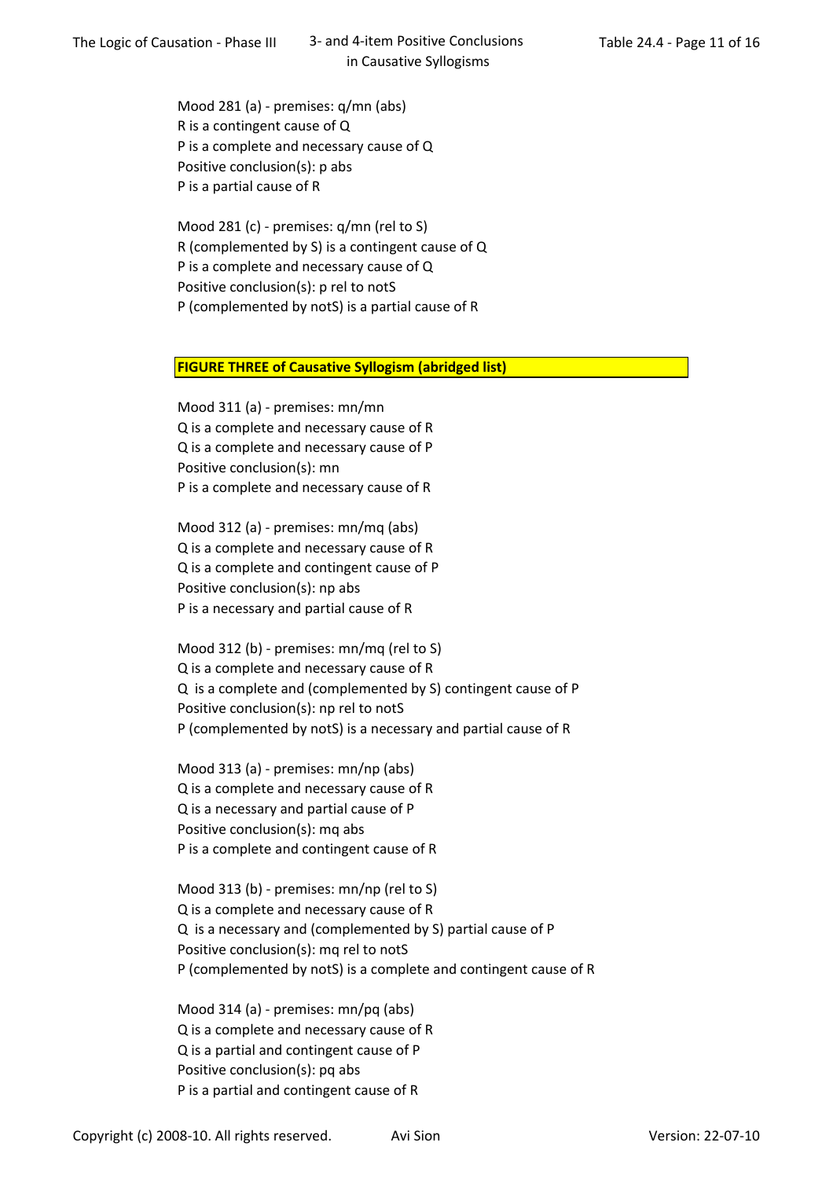Mood 281 (a) - premises: q/mn (abs)
R is a contingent cause of Q
P is a complete and necessary cause of Q
Positive conclusion(s): p abs
P is a partial cause of R

Mood 281 (c) - premises: q/mn (rel to S)
R (complemented by S) is a contingent cause of Q
P is a complete and necessary cause of Q
Positive conclusion(s): p rel to notS
P (complemented by notS) is a partial cause of R

**FIGURE THREE of Causative Syllogism (abridged list)**

Mood 311 (a) - premises: mn/mn
Q is a complete and necessary cause of R
Q is a complete and necessary cause of P
Positive conclusion(s): mn
P is a complete and necessary cause of R

Mood 312 (a) - premises: mn/mq (abs)
Q is a complete and necessary cause of R
Q is a complete and contingent cause of P
Positive conclusion(s): np abs
P is a necessary and partial cause of R

Mood 312 (b) - premises: mn/mq (rel to S)
Q is a complete and necessary cause of R
Q is a complete and (complemented by S) contingent cause of P
Positive conclusion(s): np rel to notS
P (complemented by notS) is a necessary and partial cause of R

Mood 313 (a) - premises: mn/np (abs)
Q is a complete and necessary cause of R
Q is a necessary and partial cause of P
Positive conclusion(s): mq abs
P is a complete and contingent cause of R

Mood 313 (b) - premises: mn/np (rel to S)
Q is a complete and necessary cause of R
Q is a necessary and (complemented by S) partial cause of P
Positive conclusion(s): mq rel to notS
P (complemented by notS) is a complete and contingent cause of R

Mood 314 (a) - premises: mn/pq (abs)
Q is a complete and necessary cause of R
Q is a partial and contingent cause of P
Positive conclusion(s): pq abs
P is a partial and contingent cause of R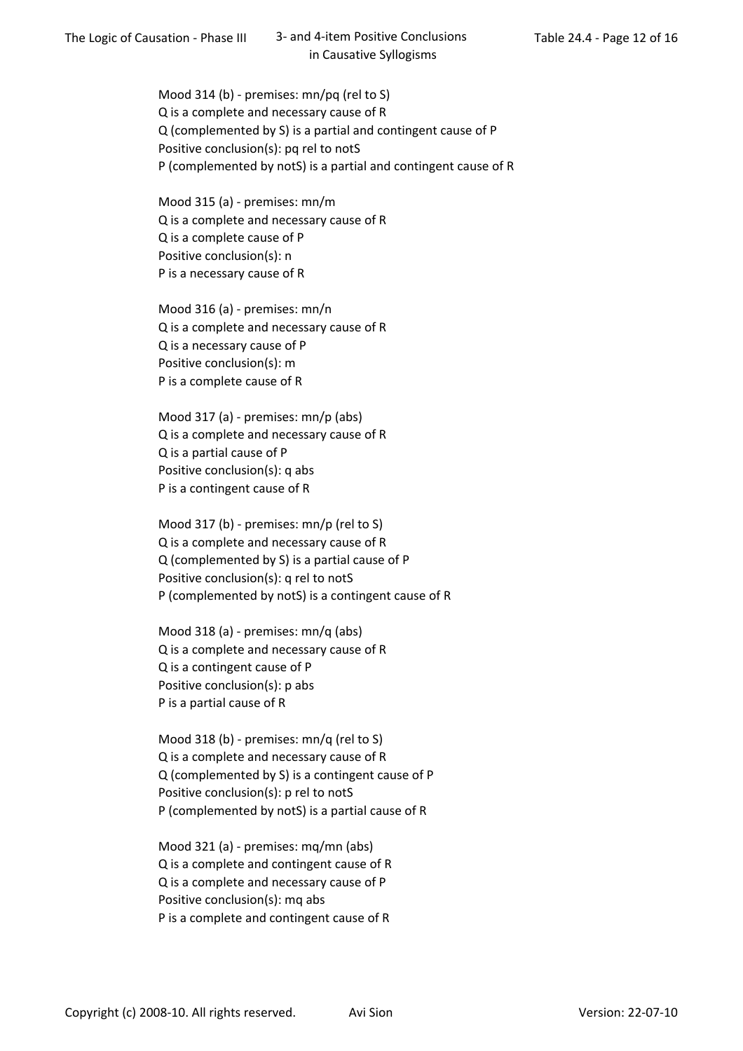Mood 314 (b) - premises: mn/pq (rel to S)
Q is a complete and necessary cause of R
Q (complemented by S) is a partial and contingent cause of P
Positive conclusion(s): pq rel to notS
P (complemented by notS) is a partial and contingent cause of R

Mood 315 (a) - premises: mn/m
Q is a complete and necessary cause of R
Q is a complete cause of P
Positive conclusion(s): n
P is a necessary cause of R

Mood 316 (a) - premises: mn/n
Q is a complete and necessary cause of R
Q is a necessary cause of P
Positive conclusion(s): m
P is a complete cause of R

Mood 317 (a) - premises: mn/p (abs)
Q is a complete and necessary cause of R
Q is a partial cause of P
Positive conclusion(s): q abs
P is a contingent cause of R

Mood 317 (b) - premises: mn/p (rel to S)
Q is a complete and necessary cause of R
Q (complemented by S) is a partial cause of P
Positive conclusion(s): q rel to notS
P (complemented by notS) is a contingent cause of R

Mood 318 (a) - premises: mn/q (abs)
Q is a complete and necessary cause of R
Q is a contingent cause of P
Positive conclusion(s): p abs
P is a partial cause of R

Mood 318 (b) - premises: mn/q (rel to S)
Q is a complete and necessary cause of R
Q (complemented by S) is a contingent cause of P
Positive conclusion(s): p rel to notS
P (complemented by notS) is a partial cause of R

Mood 321 (a) - premises: mq/mn (abs)
Q is a complete and contingent cause of R
Q is a complete and necessary cause of P
Positive conclusion(s): mq abs
P is a complete and contingent cause of R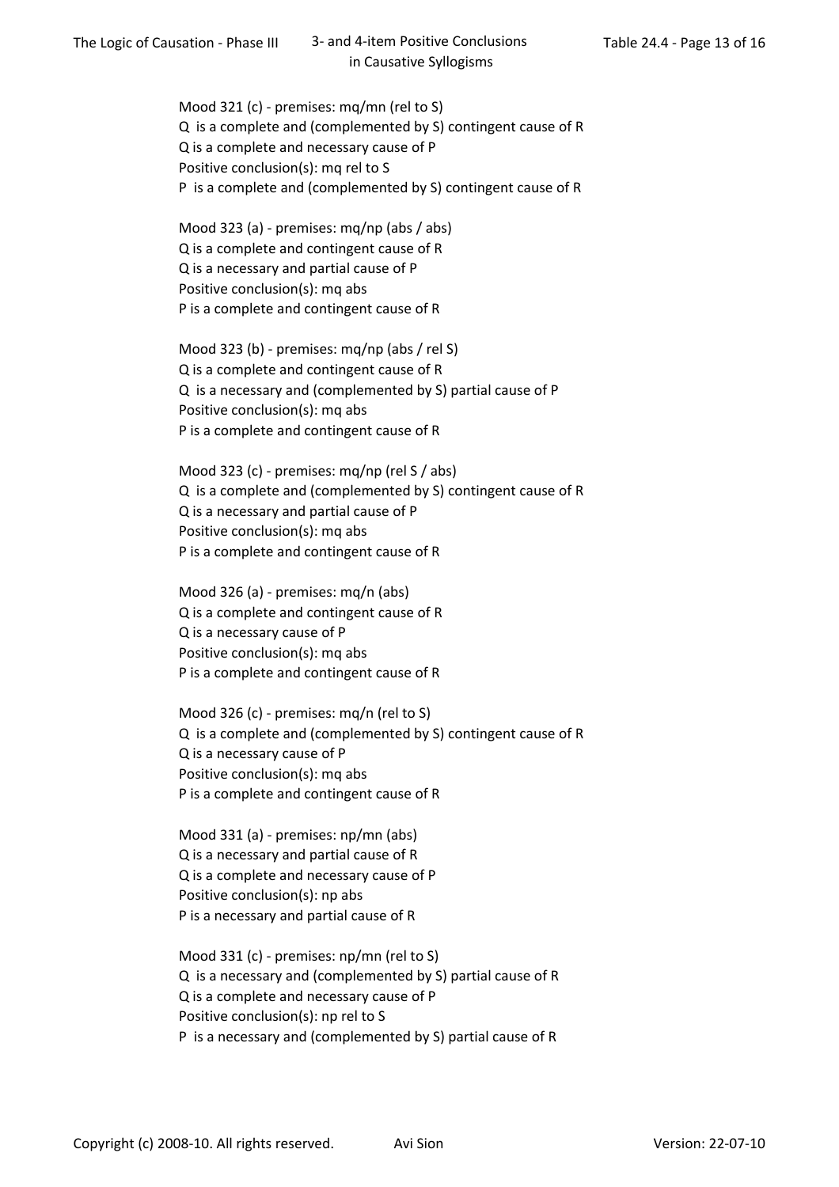Mood 321 (c) - premises: mq/mn (rel to S)
Q is a complete and (complemented by S) contingent cause of R
Q is a complete and necessary cause of P
Positive conclusion(s): mq rel to S
P is a complete and (complemented by S) contingent cause of R

Mood 323 (a) - premises: mq/np (abs / abs)
Q is a complete and contingent cause of R
Q is a necessary and partial cause of P
Positive conclusion(s): mq abs
P is a complete and contingent cause of R

Mood 323 (b) - premises: mq/np (abs / rel S)
Q is a complete and contingent cause of R
Q is a necessary and (complemented by S) partial cause of P
Positive conclusion(s): mq abs
P is a complete and contingent cause of R

Mood 323 (c) - premises: mq/np (rel S / abs)
Q is a complete and (complemented by S) contingent cause of R
Q is a necessary and partial cause of P
Positive conclusion(s): mq abs
P is a complete and contingent cause of R

Mood 326 (a) - premises: mq/n (abs)
Q is a complete and contingent cause of R
Q is a necessary cause of P
Positive conclusion(s): mq abs
P is a complete and contingent cause of R

Mood 326 (c) - premises: mq/n (rel to S)
Q is a complete and (complemented by S) contingent cause of R
Q is a necessary cause of P
Positive conclusion(s): mq abs
P is a complete and contingent cause of R

Mood 331 (a) - premises: np/mn (abs)
Q is a necessary and partial cause of R
Q is a complete and necessary cause of P
Positive conclusion(s): np abs
P is a necessary and partial cause of R

Mood 331 (c) - premises: np/mn (rel to S)
Q is a necessary and (complemented by S) partial cause of R
Q is a complete and necessary cause of P
Positive conclusion(s): np rel to S
P is a necessary and (complemented by S) partial cause of R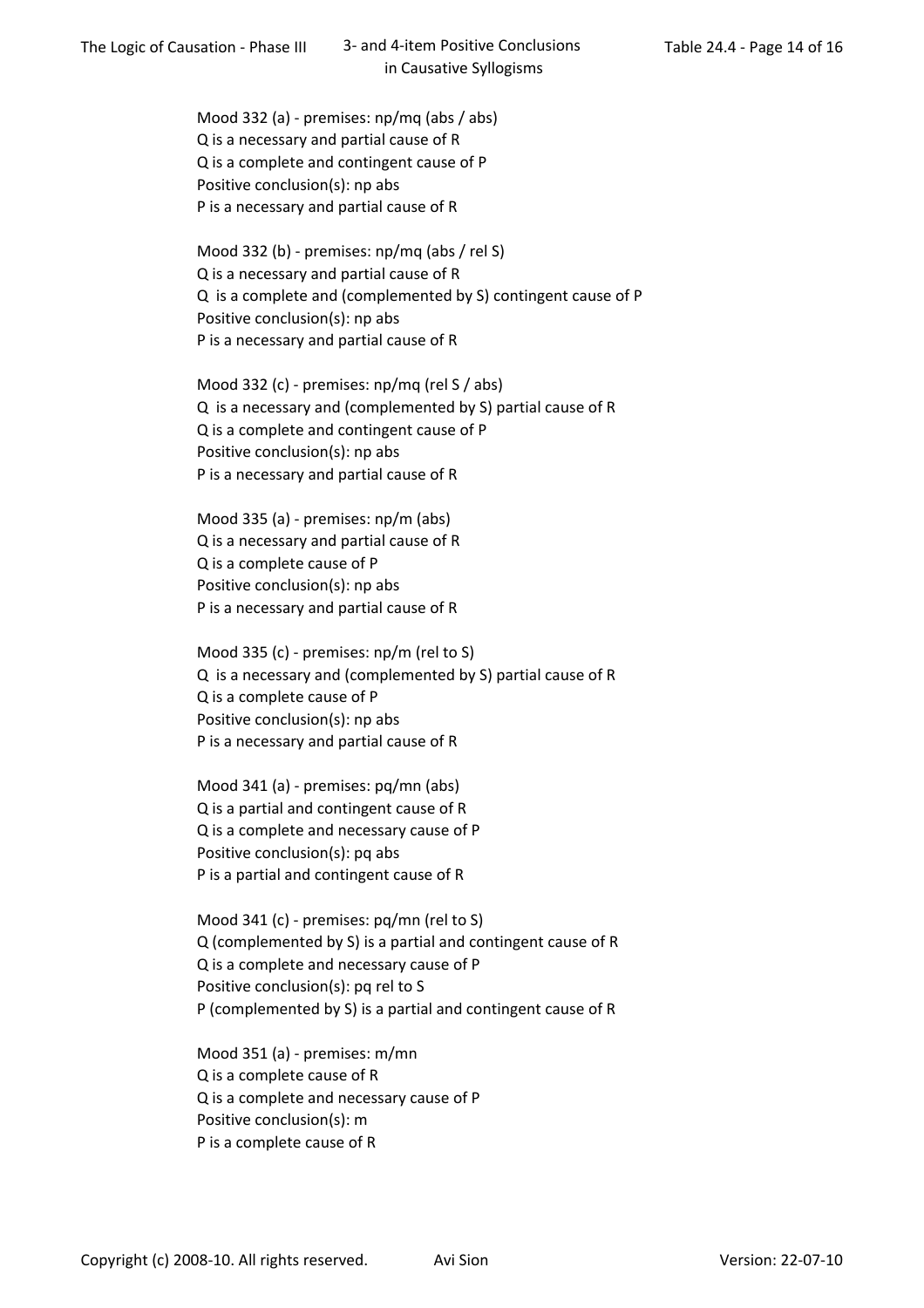Mood 332 (a) - premises: np/mq (abs / abs)
Q is a necessary and partial cause of R
Q is a complete and contingent cause of P
Positive conclusion(s): np abs
P is a necessary and partial cause of R

Mood 332 (b) - premises: np/mq (abs / rel S)
Q is a necessary and partial cause of R
Q is a complete and (complemented by S) contingent cause of P
Positive conclusion(s): np abs
P is a necessary and partial cause of R

Mood 332 (c) - premises: np/mq (rel S / abs)
Q is a necessary and (complemented by S) partial cause of R
Q is a complete and contingent cause of P
Positive conclusion(s): np abs
P is a necessary and partial cause of R

Mood 335 (a) - premises: np/m (abs)
Q is a necessary and partial cause of R
Q is a complete cause of P
Positive conclusion(s): np abs
P is a necessary and partial cause of R

Mood 335 (c) - premises: np/m (rel to S)
Q is a necessary and (complemented by S) partial cause of R
Q is a complete cause of P
Positive conclusion(s): np abs
P is a necessary and partial cause of R

Mood 341 (a) - premises: pq/mn (abs)
Q is a partial and contingent cause of R
Q is a complete and necessary cause of P
Positive conclusion(s): pq abs
P is a partial and contingent cause of R

Mood 341 (c) - premises: pq/mn (rel to S)
Q (complemented by S) is a partial and contingent cause of R
Q is a complete and necessary cause of P
Positive conclusion(s): pq rel to S
P (complemented by S) is a partial and contingent cause of R

Mood 351 (a) - premises: m/mn
Q is a complete cause of R
Q is a complete and necessary cause of P
Positive conclusion(s): m
P is a complete cause of R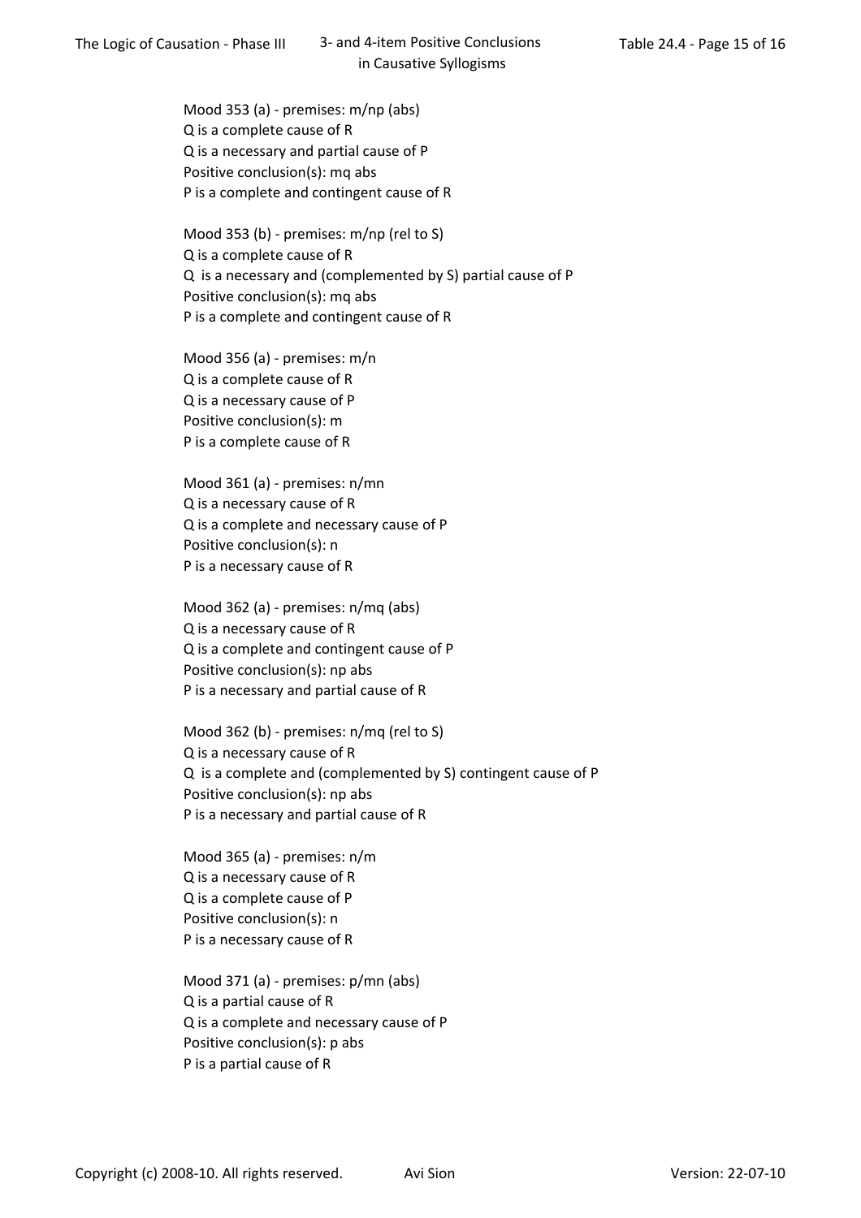Mood 353 (a) - premises: m/np (abs)
Q is a complete cause of R
Q is a necessary and partial cause of P
Positive conclusion(s): mq abs
P is a complete and contingent cause of R

Mood 353 (b) - premises: m/np (rel to S)
Q is a complete cause of R
Q  is a necessary and (complemented by S) partial cause of P
Positive conclusion(s): mq abs
P is a complete and contingent cause of R

Mood 356 (a) - premises: m/n
Q is a complete cause of R
Q is a necessary cause of P
Positive conclusion(s): m
P is a complete cause of R

Mood 361 (a) - premises: n/mn
Q is a necessary cause of R
Q is a complete and necessary cause of P
Positive conclusion(s): n
P is a necessary cause of R

Mood 362 (a) - premises: n/mq (abs)
Q is a necessary cause of R
Q is a complete and contingent cause of P
Positive conclusion(s): np abs
P is a necessary and partial cause of R

Mood 362 (b) - premises: n/mq (rel to S)
Q is a necessary cause of R
Q  is a complete and (complemented by S) contingent cause of P
Positive conclusion(s): np abs
P is a necessary and partial cause of R

Mood 365 (a) - premises: n/m
Q is a necessary cause of R
Q is a complete cause of P
Positive conclusion(s): n
P is a necessary cause of R

Mood 371 (a) - premises: p/mn (abs)
Q is a partial cause of R
Q is a complete and necessary cause of P
Positive conclusion(s): p abs
P is a partial cause of R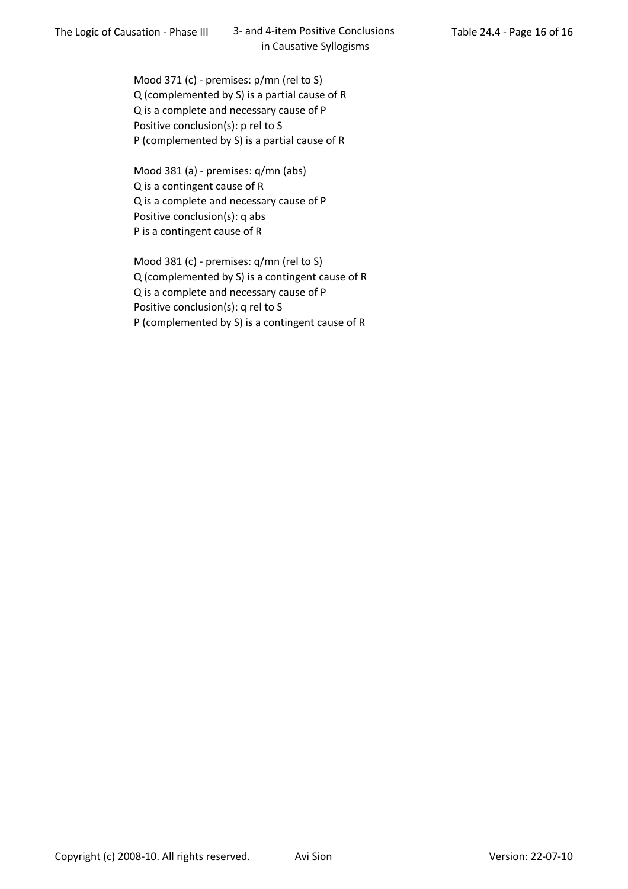Mood 371 (c) - premises: p/mn (rel to S)
Q (complemented by S) is a partial cause of R
Q is a complete and necessary cause of P
Positive conclusion(s): p rel to S
P (complemented by S) is a partial cause of R

Mood 381 (a) - premises: q/mn (abs)
Q is a contingent cause of R
Q is a complete and necessary cause of P
Positive conclusion(s): q abs
P is a contingent cause of R

Mood 381 (c) - premises: q/mn (rel to S)
Q (complemented by S) is a contingent cause of R
Q is a complete and necessary cause of P
Positive conclusion(s): q rel to S
P (complemented by S) is a contingent cause of R